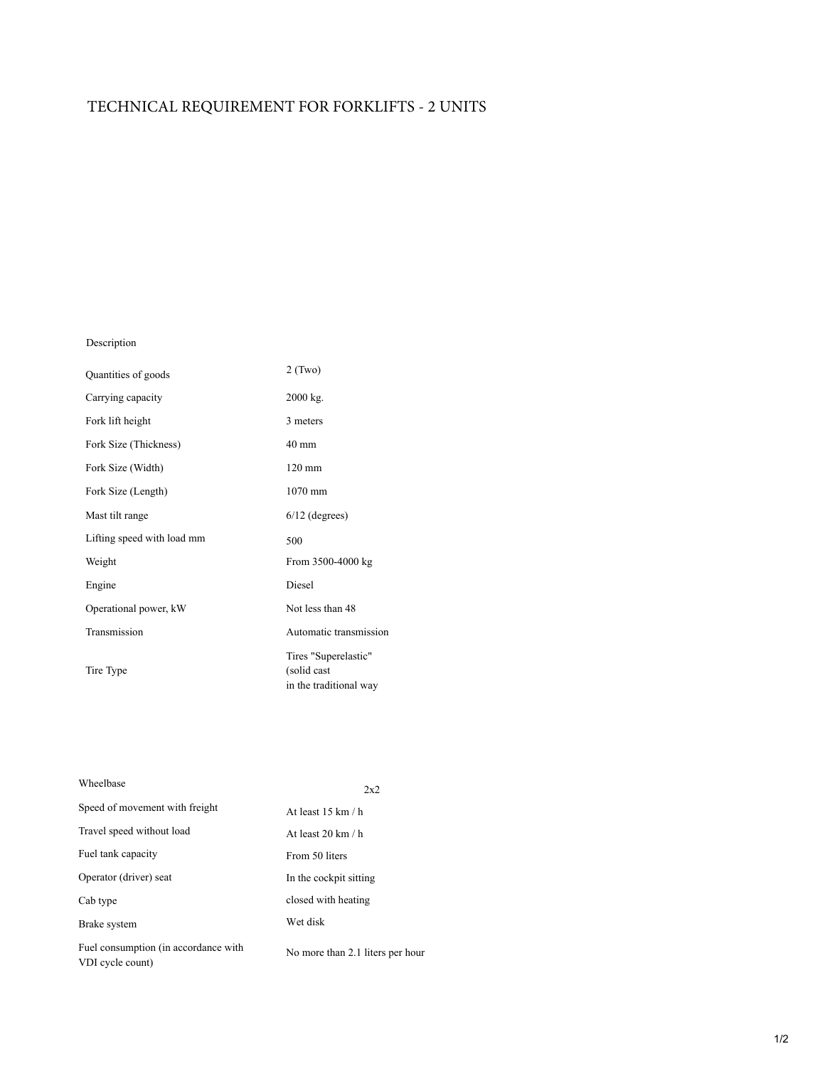# TECHNICAL REQUIREMENT FOR FORKLIFTS - 2 UNITS

| Description | |
|---|---|
| Quantities of goods | 2 (Two) |
| Carrying capacity | 2000 kg. |
| Fork lift height | 3 meters |
| Fork Size (Thickness) | 40 mm |
| Fork Size (Width) | 120 mm |
| Fork Size (Length) | 1070 mm |
| Mast tilt range | 6/12 (degrees) |
| Lifting speed with load mm | 500 |
| Weight | From 3500-4000 kg |
| Engine | Diesel |
| Operational power, kW | Not less than 48 |
| Transmission | Automatic transmission |
| Tire Type | Tires "Superelastic" (solid cast in the traditional way |
| Wheelbase | 2x2 |
| Speed of movement with freight | At least 15 km / h |
| Travel speed without load | At least 20 km / h |
| Fuel tank capacity | From 50 liters |
| Operator (driver) seat | In the cockpit sitting |
| Cab type | closed with heating |
| Brake system | Wet disk |
| Fuel consumption (in accordance with VDI cycle count) | No more than 2.1 liters per hour |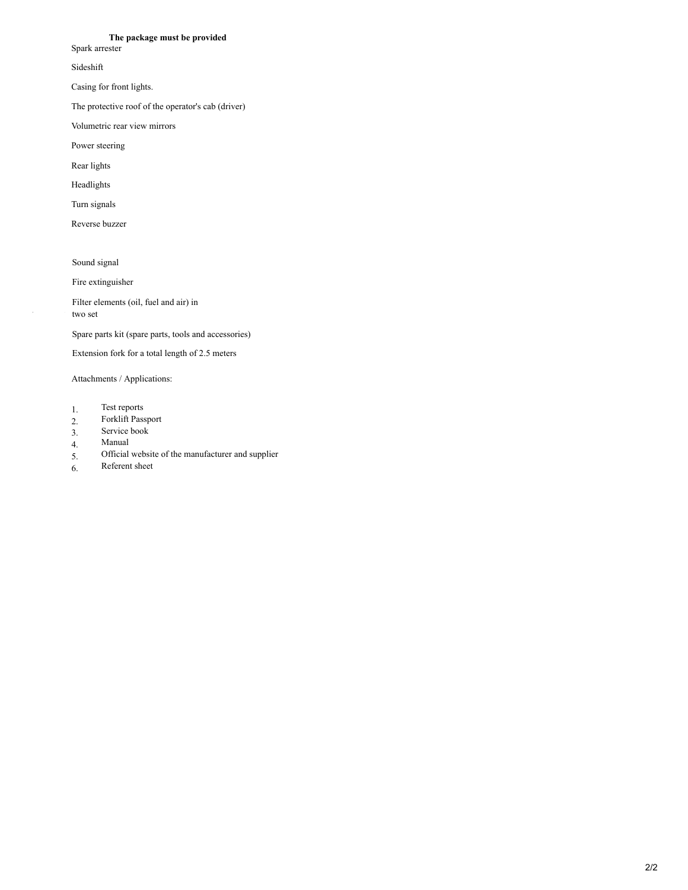**The package must be provided**

Spark arrester

Sideshift

Casing for front lights.

The protective roof of the operator's cab (driver)

Volumetric rear view mirrors

Power steering

Rear lights

Headlights

Turn signals

Reverse buzzer

Sound signal

Fire extinguisher

Filter elements (oil, fuel and air) in two set

Spare parts kit (spare parts, tools and accessories)

Extension fork for a total length of 2.5 meters

Attachments / Applications:

1. Test reports
2. Forklift Passport
3. Service book
4. Manual
5. Official website of the manufacturer and supplier
6. Referent sheet